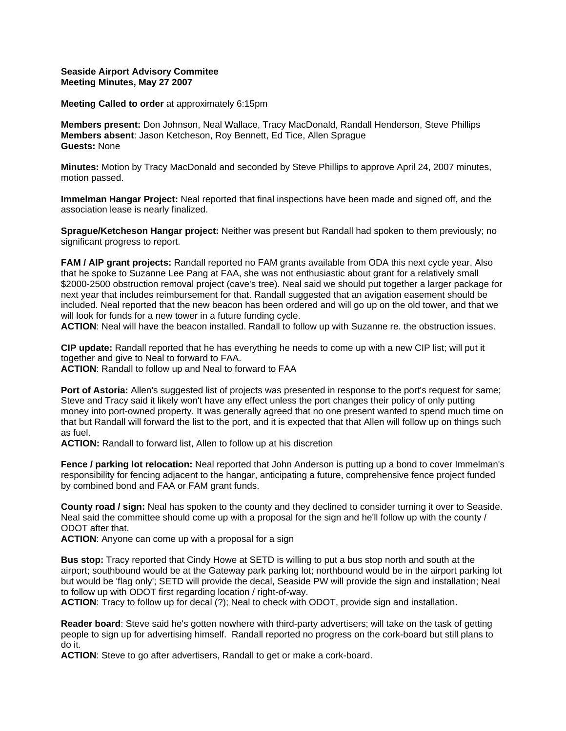**Seaside Airport Advisory Commitee**
**Meeting Minutes, May 27 2007**

**Meeting Called to order** at approximately 6:15pm

**Members present:** Don Johnson, Neal Wallace, Tracy MacDonald, Randall Henderson, Steve Phillips
**Members absent**: Jason Ketcheson, Roy Bennett, Ed Tice, Allen Sprague
**Guests:** None

**Minutes:** Motion by Tracy MacDonald and seconded by Steve Phillips to approve April 24, 2007 minutes, motion passed.

**Immelman Hangar Project:** Neal reported that final inspections have been made and signed off, and the association lease is nearly finalized.

**Sprague/Ketcheson Hangar project:** Neither was present but Randall had spoken to them previously; no significant progress to report.

**FAM / AIP grant projects:** Randall reported no FAM grants available from ODA this next cycle year. Also that he spoke to Suzanne Lee Pang at FAA, she was not enthusiastic about grant for a relatively small $2000-2500 obstruction removal project (cave's tree). Neal said we should put together a larger package for next year that includes reimbursement for that. Randall suggested that an avigation easement should be included. Neal reported that the new beacon has been ordered and will go up on the old tower, and that we will look for funds for a new tower in a future funding cycle.
**ACTION**: Neal will have the beacon installed. Randall to follow up with Suzanne re. the obstruction issues.

**CIP update:** Randall reported that he has everything he needs to come up with a new CIP list; will put it together and give to Neal to forward to FAA.
**ACTION**: Randall to follow up and Neal to forward to FAA

**Port of Astoria:** Allen's suggested list of projects was presented in response to the port's request for same; Steve and Tracy said it likely won't have any effect unless the port changes their policy of only putting money into port-owned property. It was generally agreed that no one present wanted to spend much time on that but Randall will forward the list to the port, and it is expected that that Allen will follow up on things such as fuel.
**ACTION:** Randall to forward list, Allen to follow up at his discretion

**Fence / parking lot relocation:** Neal reported that John Anderson is putting up a bond to cover Immelman's responsibility for fencing adjacent to the hangar, anticipating a future, comprehensive fence project funded by combined bond and FAA or FAM grant funds.

**County road / sign:** Neal has spoken to the county and they declined to consider turning it over to Seaside. Neal said the committee should come up with a proposal for the sign and he'll follow up with the county / ODOT after that.
**ACTION**: Anyone can come up with a proposal for a sign

**Bus stop:** Tracy reported that Cindy Howe at SETD is willing to put a bus stop north and south at the airport; southbound would be at the Gateway park parking lot; northbound would be in the airport parking lot but would be 'flag only'; SETD will provide the decal, Seaside PW will provide the sign and installation; Neal to follow up with ODOT first regarding location / right-of-way.
**ACTION**: Tracy to follow up for decal (?); Neal to check with ODOT, provide sign and installation.

**Reader board**: Steve said he's gotten nowhere with third-party advertisers; will take on the task of getting people to sign up for advertising himself. Randall reported no progress on the cork-board but still plans to do it.
**ACTION**: Steve to go after advertisers, Randall to get or make a cork-board.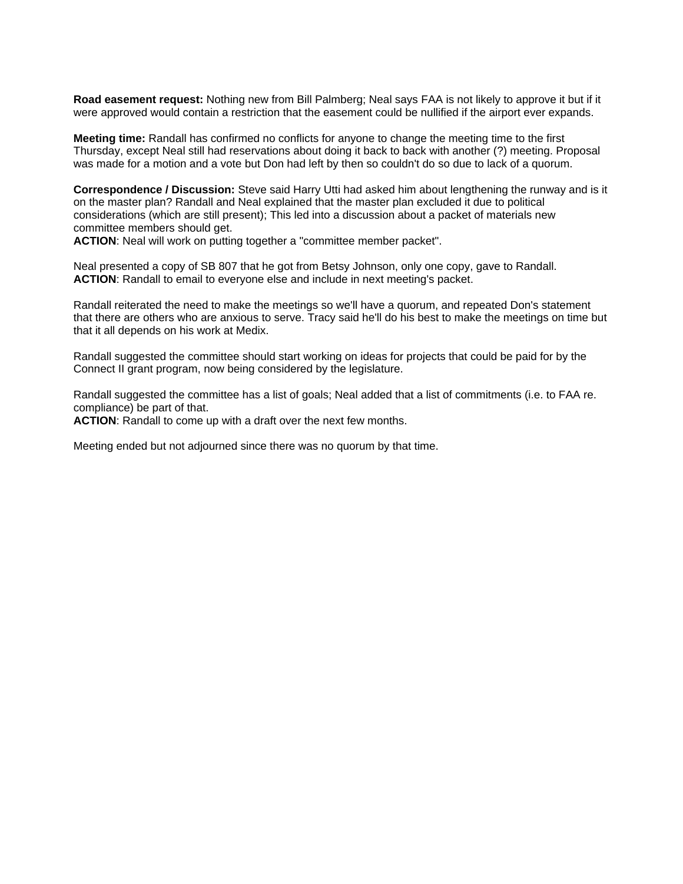**Road easement request:** Nothing new from Bill Palmberg; Neal says FAA is not likely to approve it but if it were approved would contain a restriction that the easement could be nullified if the airport ever expands.

**Meeting time:** Randall has confirmed no conflicts for anyone to change the meeting time to the first Thursday, except Neal still had reservations about doing it back to back with another (?) meeting. Proposal was made for a motion and a vote but Don had left by then so couldn't do so due to lack of a quorum.

**Correspondence / Discussion:** Steve said Harry Utti had asked him about lengthening the runway and is it on the master plan? Randall and Neal explained that the master plan excluded it due to political considerations (which are still present); This led into a discussion about a packet of materials new committee members should get.
**ACTION**: Neal will work on putting together a "committee member packet".

Neal presented a copy of SB 807 that he got from Betsy Johnson, only one copy, gave to Randall.
**ACTION**: Randall to email to everyone else and include in next meeting's packet.

Randall reiterated the need to make the meetings so we'll have a quorum, and repeated Don's statement that there are others who are anxious to serve. Tracy said he'll do his best to make the meetings on time but that it all depends on his work at Medix.

Randall suggested the committee should start working on ideas for projects that could be paid for by the Connect II grant program, now being considered by the legislature.

Randall suggested the committee has a list of goals; Neal added that a list of commitments (i.e. to FAA re. compliance) be part of that.
**ACTION**: Randall to come up with a draft over the next few months.

Meeting ended but not adjourned since there was no quorum by that time.